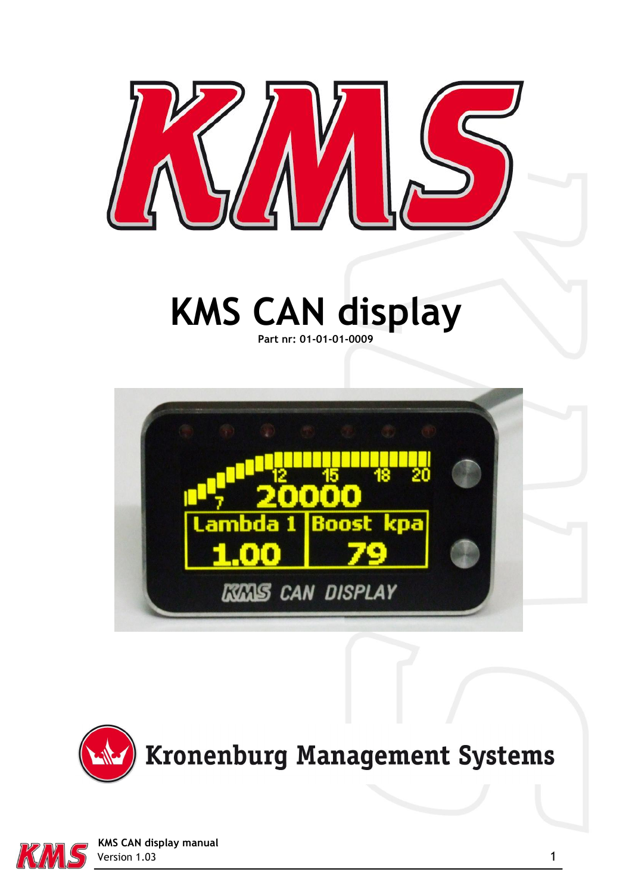# KMS CAN display

**Part nr: 01-01-01-0009**

Kronenburg Management Systems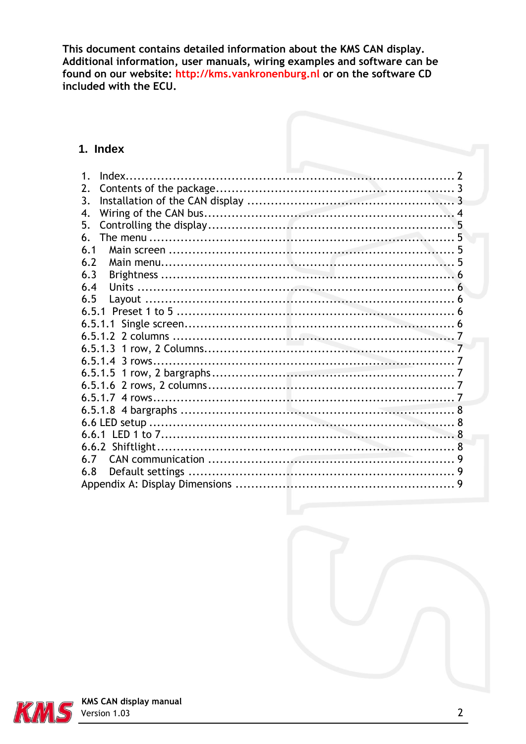**This document contains detailed information about the KMS CAN display. Additional information, user manuals, wiring examples and software can be found on our website: http://kms.vankronenburg.nl or on the software CD included with the ECU.**

## 1. Index

1. Index ........................................................................ 2
2. Contents of the package ........................................................ 3
3. Installation of the CAN display ................................................ 3
4. Wiring of the CAN bus .......................................................... 4
5. Controlling the display ......................................................... 5
6. The menu ....................................................................... 5

6.1 Main screen ..................................................................... 5
6.2 Main menu ....................................................................... 5
6.3 Brightness ...................................................................... 6
6.4 Units ........................................................................... 6
6.5 Layout .......................................................................... 6
6.5.1 Preset 1 to 5 ................................................................ 6
6.5.1.1 Single screen .............................................................. 6
6.5.1.2 2 columns .................................................................. 7
6.5.1.3 1 row, 2 Columns ........................................................... 7
6.5.1.4 3 rows ..................................................................... 7
6.5.1.5 1 row, 2 bargraphs ......................................................... 7
6.5.1.6 2 rows, 2 columns .......................................................... 7
6.5.1.7 4 rows ..................................................................... 7
6.5.1.8 4 bargraphs ................................................................ 8
6.6 LED setup ....................................................................... 8
6.6.1 LED 1 to 7 .................................................................... 8
6.6.2 Shiftlight ..................................................................... 8
6.7 CAN communication ............................................................... 9
6.8 Default settings ................................................................ 9
Appendix A: Display Dimensions ..................................................... 9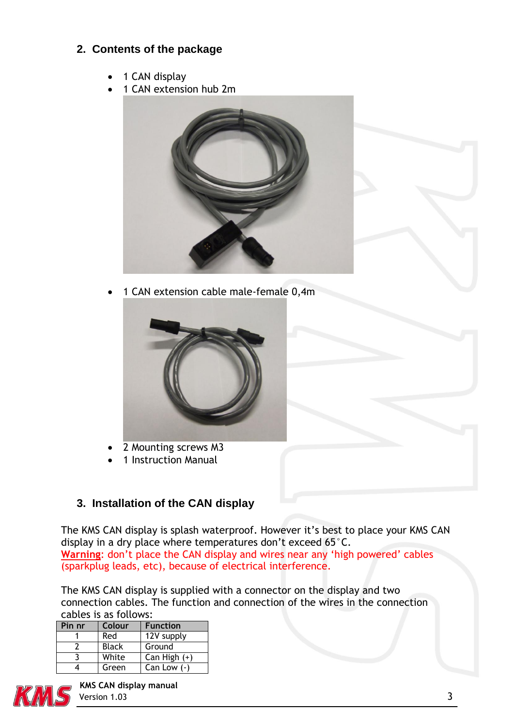## 2. Contents of the package

- 1 CAN display
- 1 CAN extension hub 2m
- 1 CAN extension cable male-female 0,4m
- 2 Mounting screws M3
- 1 Instruction Manual

## 3. Installation of the CAN display

The KMS CAN display is splash waterproof. However it's best to place your KMS CAN display in a dry place where temperatures don't exceed 65°C.
**Warning**: don't place the CAN display and wires near any 'high powered' cables (sparkplug leads, etc), because of electrical interference.

The KMS CAN display is supplied with a connector on the display and two connection cables. The function and connection of the wires in the connection cables is as follows:

| Pin nr | Colour | Function |
|---|---|---|
| 1 | Red | 12V supply |
| 2 | Black | Ground |
| 3 | White | Can High (+) |
| 4 | Green | Can Low (-) |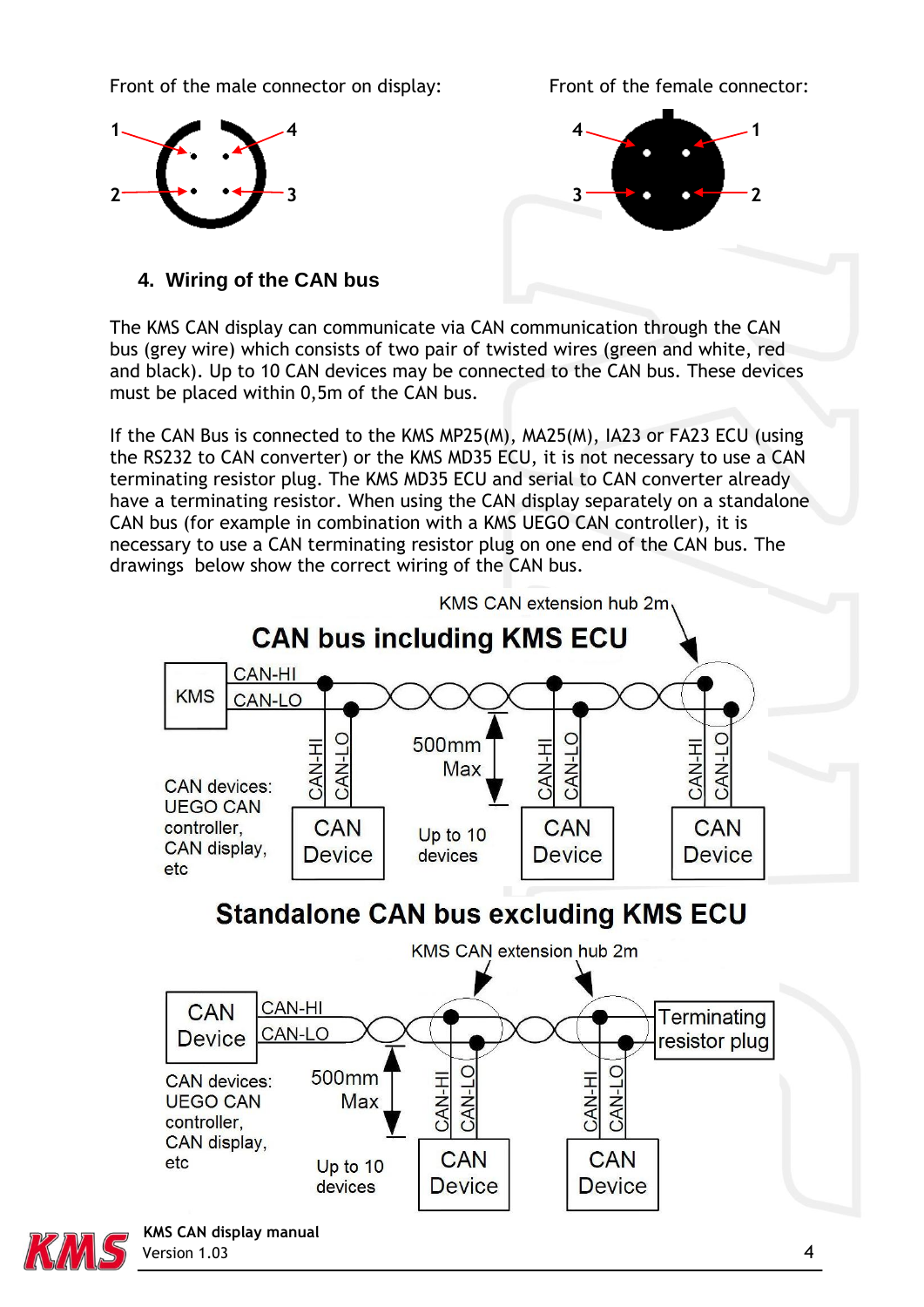Front of the male connector on display:

Front of the female connector:

## 4. Wiring of the CAN bus

The KMS CAN display can communicate via CAN communication through the CAN bus (grey wire) which consists of two pair of twisted wires (green and white, red and black). Up to 10 CAN devices may be connected to the CAN bus. These devices must be placed within 0,5m of the CAN bus.

If the CAN Bus is connected to the KMS MP25(M), MA25(M), IA23 or FA23 ECU (using the RS232 to CAN converter) or the KMS MD35 ECU, it is not necessary to use a CAN terminating resistor plug. The KMS MD35 ECU and serial to CAN converter already have a terminating resistor. When using the CAN display separately on a standalone CAN bus (for example in combination with a KMS UEGO CAN controller), it is necessary to use a CAN terminating resistor plug on one end of the CAN bus. The drawings below show the correct wiring of the CAN bus.

**CAN bus including KMS ECU**

**Standalone CAN bus excluding KMS ECU**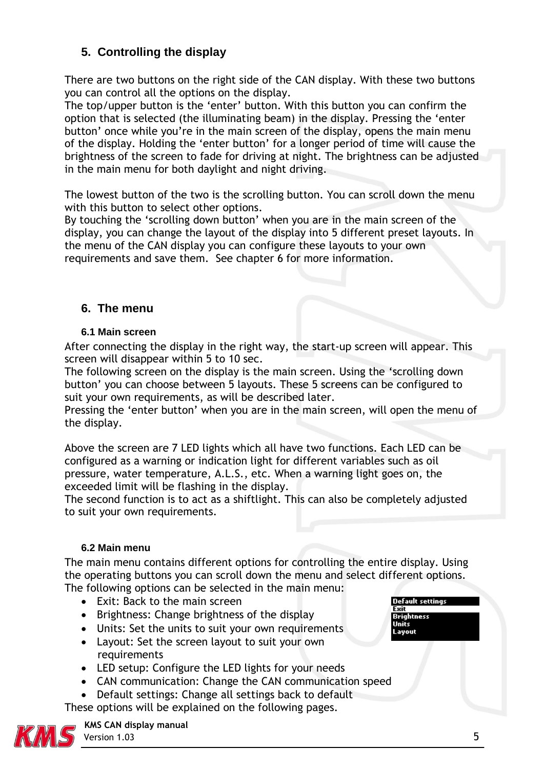## 5. Controlling the display

There are two buttons on the right side of the CAN display. With these two buttons you can control all the options on the display.
The top/upper button is the 'enter' button. With this button you can confirm the option that is selected (the illuminating beam) in the display. Pressing the 'enter button' once while you're in the main screen of the display, opens the main menu of the display. Holding the 'enter button' for a longer period of time will cause the brightness of the screen to fade for driving at night. The brightness can be adjusted in the main menu for both daylight and night driving.

The lowest button of the two is the scrolling button. You can scroll down the menu with this button to select other options.
By touching the 'scrolling down button' when you are in the main screen of the display, you can change the layout of the display into 5 different preset layouts. In the menu of the CAN display you can configure these layouts to your own requirements and save them. See chapter 6 for more information.

## 6. The menu

### 6.1 Main screen

After connecting the display in the right way, the start-up screen will appear. This screen will disappear within 5 to 10 sec.
The following screen on the display is the main screen. Using the 'scrolling down button' you can choose between 5 layouts. These 5 screens can be configured to suit your own requirements, as will be described later.
Pressing the 'enter button' when you are in the main screen, will open the menu of the display.

Above the screen are 7 LED lights which all have two functions. Each LED can be configured as a warning or indication light for different variables such as oil pressure, water temperature, A.L.S., etc. When a warning light goes on, the exceeded limit will be flashing in the display.
The second function is to act as a shiftlight. This can also be completely adjusted to suit your own requirements.

### 6.2 Main menu

The main menu contains different options for controlling the entire display. Using the operating buttons you can scroll down the menu and select different options.
The following options can be selected in the main menu:

- Exit: Back to the main screen
- Brightness: Change brightness of the display
- Units: Set the units to suit your own requirements
- Layout: Set the screen layout to suit your own requirements
- LED setup: Configure the LED lights for your needs
- CAN communication: Change the CAN communication speed
- Default settings: Change all settings back to default

Default settings
Exit
Brightness
Units
Layout

These options will be explained on the following pages.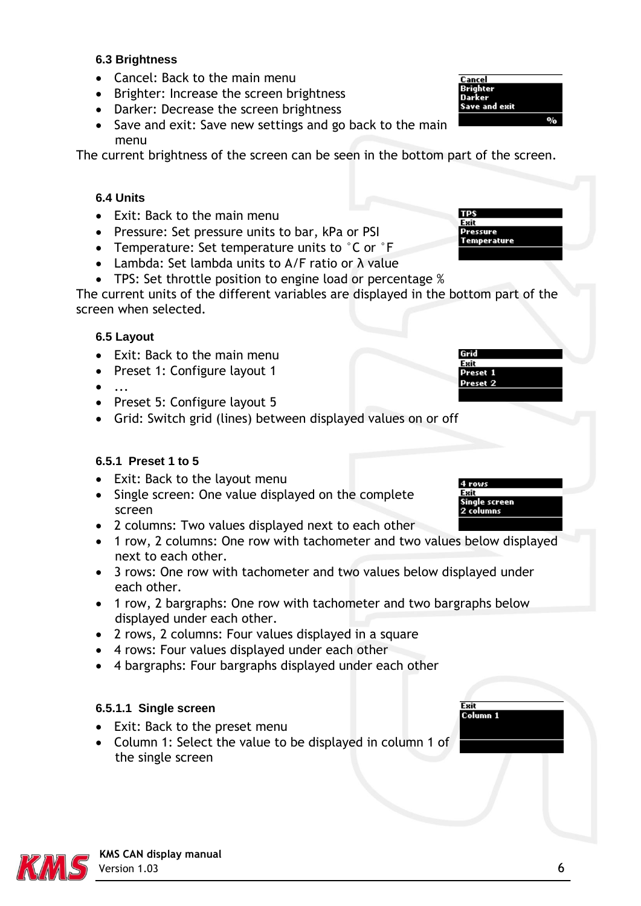### 6.3 Brightness

- Cancel: Back to the main menu
- Brighter: Increase the screen brightness
- Darker: Decrease the screen brightness
- Save and exit: Save new settings and go back to the main menu

The current brightness of the screen can be seen in the bottom part of the screen.

### 6.4 Units

- Exit: Back to the main menu
- Pressure: Set pressure units to bar, kPa or PSI
- Temperature: Set temperature units to °C or °F
- Lambda: Set lambda units to A/F ratio or λ value
- TPS: Set throttle position to engine load or percentage %

The current units of the different variables are displayed in the bottom part of the screen when selected.

### 6.5 Layout

- Exit: Back to the main menu
- Preset 1: Configure layout 1
- ...
- Preset 5: Configure layout 5
- Grid: Switch grid (lines) between displayed values on or off

#### 6.5.1 Preset 1 to 5

- Exit: Back to the layout menu
- Single screen: One value displayed on the complete screen
- 2 columns: Two values displayed next to each other
- 1 row, 2 columns: One row with tachometer and two values below displayed next to each other.
- 3 rows: One row with tachometer and two values below displayed under each other.
- 1 row, 2 bargraphs: One row with tachometer and two bargraphs below displayed under each other.
- 2 rows, 2 columns: Four values displayed in a square
- 4 rows: Four values displayed under each other
- 4 bargraphs: Four bargraphs displayed under each other

##### 6.5.1.1 Single screen

- Exit: Back to the preset menu
- Column 1: Select the value to be displayed in column 1 of the single screen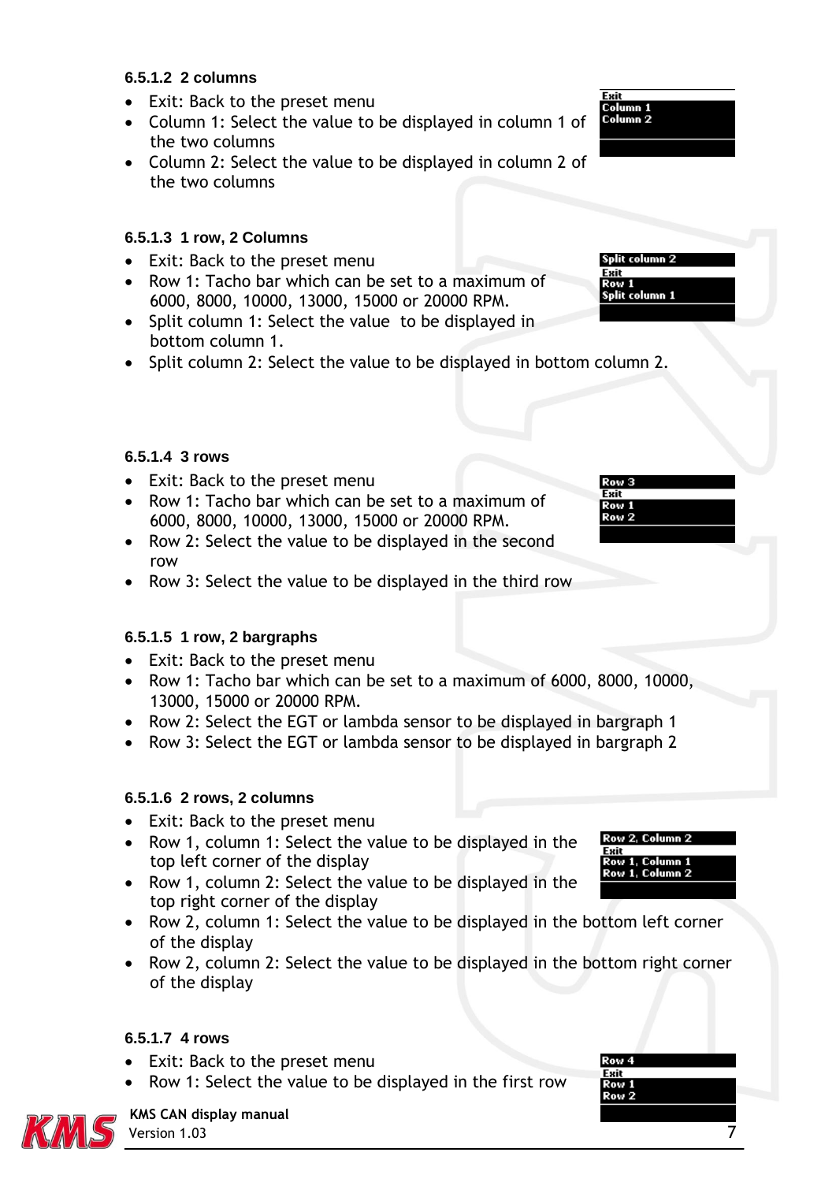#### 6.5.1.2 2 columns

- Exit: Back to the preset menu
- Column 1: Select the value to be displayed in column 1 of the two columns
- Column 2: Select the value to be displayed in column 2 of the two columns

Exit
Column 1
Column 2

#### 6.5.1.3 1 row, 2 Columns

- Exit: Back to the preset menu
- Row 1: Tacho bar which can be set to a maximum of 6000, 8000, 10000, 13000, 15000 or 20000 RPM.
- Split column 1: Select the value to be displayed in bottom column 1.
- Split column 2: Select the value to be displayed in bottom column 2.

Split column 2
Exit
Row 1
Split column 1

#### 6.5.1.4 3 rows

- Exit: Back to the preset menu
- Row 1: Tacho bar which can be set to a maximum of 6000, 8000, 10000, 13000, 15000 or 20000 RPM.
- Row 2: Select the value to be displayed in the second row
- Row 3: Select the value to be displayed in the third row

Row 3
Exit
Row 1
Row 2

#### 6.5.1.5 1 row, 2 bargraphs

- Exit: Back to the preset menu
- Row 1: Tacho bar which can be set to a maximum of 6000, 8000, 10000, 13000, 15000 or 20000 RPM.
- Row 2: Select the EGT or lambda sensor to be displayed in bargraph 1
- Row 3: Select the EGT or lambda sensor to be displayed in bargraph 2

#### 6.5.1.6 2 rows, 2 columns

- Exit: Back to the preset menu
- Row 1, column 1: Select the value to be displayed in the top left corner of the display
- Row 1, column 2: Select the value to be displayed in the top right corner of the display
- Row 2, column 1: Select the value to be displayed in the bottom left corner of the display
- Row 2, column 2: Select the value to be displayed in the bottom right corner of the display

Row 2, Column 2
Exit
Row 1, Column 1
Row 1, Column 2

#### 6.5.1.7 4 rows

- Exit: Back to the preset menu
- Row 1: Select the value to be displayed in the first row

Row 4
Exit
Row 1
Row 2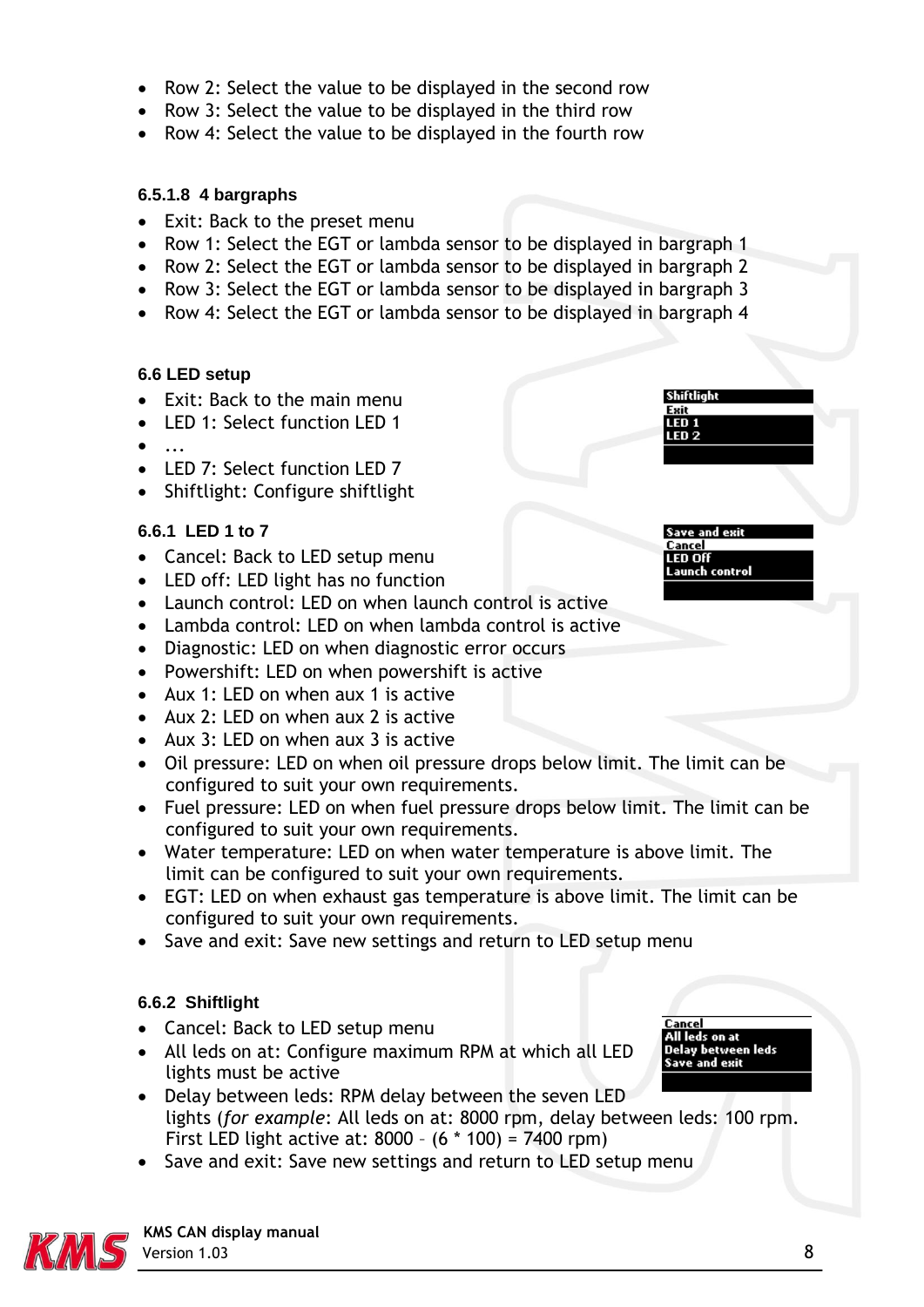- Row 2: Select the value to be displayed in the second row
- Row 3: Select the value to be displayed in the third row
- Row 4: Select the value to be displayed in the fourth row

#### 6.5.1.8 4 bargraphs

- Exit: Back to the preset menu
- Row 1: Select the EGT or lambda sensor to be displayed in bargraph 1
- Row 2: Select the EGT or lambda sensor to be displayed in bargraph 2
- Row 3: Select the EGT or lambda sensor to be displayed in bargraph 3
- Row 4: Select the EGT or lambda sensor to be displayed in bargraph 4

## 6.6 LED setup

- Exit: Back to the main menu
- LED 1: Select function LED 1
- ...
- LED 7: Select function LED 7
- Shiftlight: Configure shiftlight

### 6.6.1 LED 1 to 7

- Cancel: Back to LED setup menu
- LED off: LED light has no function
- Launch control: LED on when launch control is active
- Lambda control: LED on when lambda control is active
- Diagnostic: LED on when diagnostic error occurs
- Powershift: LED on when powershift is active
- Aux 1: LED on when aux 1 is active
- Aux 2: LED on when aux 2 is active
- Aux 3: LED on when aux 3 is active
- Oil pressure: LED on when oil pressure drops below limit. The limit can be configured to suit your own requirements.
- Fuel pressure: LED on when fuel pressure drops below limit. The limit can be configured to suit your own requirements.
- Water temperature: LED on when water temperature is above limit. The limit can be configured to suit your own requirements.
- EGT: LED on when exhaust gas temperature is above limit. The limit can be configured to suit your own requirements.
- Save and exit: Save new settings and return to LED setup menu

### 6.6.2 Shiftlight

- Cancel: Back to LED setup menu
- All leds on at: Configure maximum RPM at which all LED lights must be active
- Delay between leds: RPM delay between the seven LED lights (*for example*: All leds on at: 8000 rpm, delay between leds: 100 rpm. First LED light active at: 8000 – (6 * 100) = 7400 rpm)
- Save and exit: Save new settings and return to LED setup menu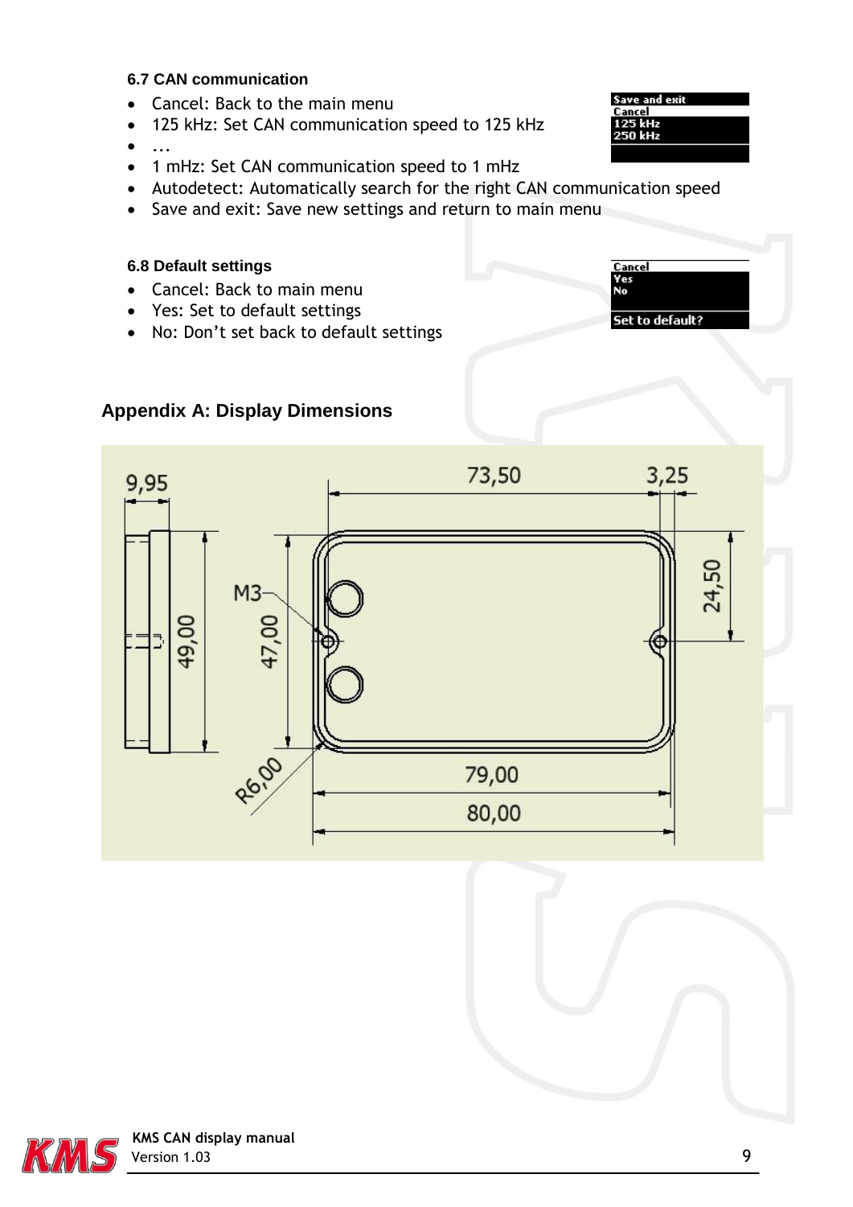### 6.7 CAN communication

- Cancel: Back to the main menu
- 125 kHz: Set CAN communication speed to 125 kHz
- ...
- 1 mHz: Set CAN communication speed to 1 mHz
- Autodetect: Automatically search for the right CAN communication speed
- Save and exit: Save new settings and return to main menu

Save and exit
Cancel
125 kHz
250 kHz

### 6.8 Default settings

- Cancel: Back to main menu
- Yes: Set to default settings
- No: Don't set back to default settings

Cancel
Yes
No
Set to default?

## Appendix A: Display Dimensions

9,95
73,50
3,25
M3
49,00
47,00
24,50
R6,00
79,00
80,00